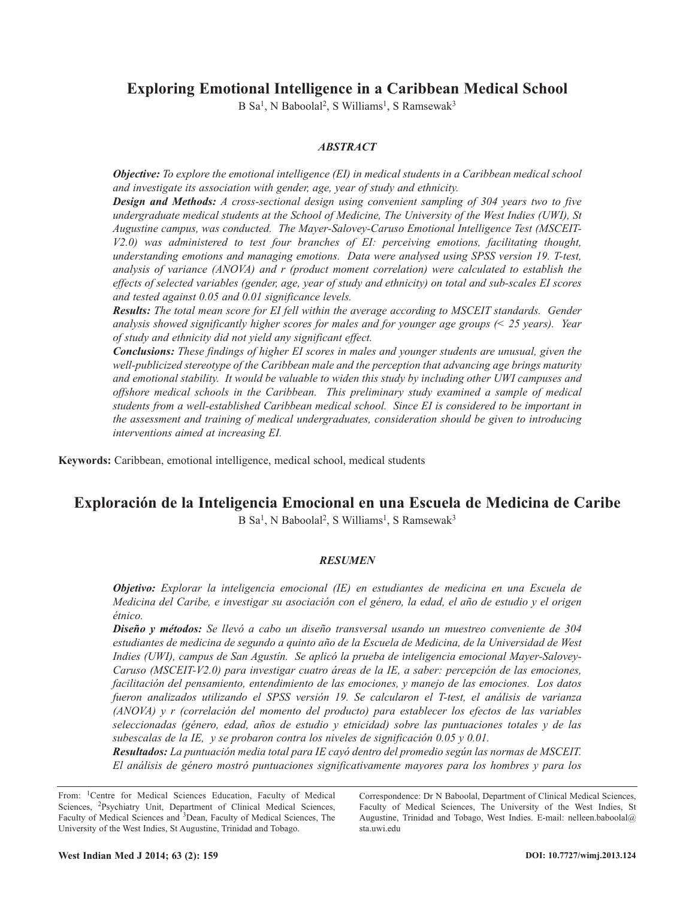# Exploring Emotional Intelligence in a Caribbean Medical School

B Sa[1], N Baboolal[2], S Williams[1], S Ramsewak[3]

### *ABSTRACT*

***Objective:*** *To explore the emotional intelligence (EI) in medical students in a Caribbean medical school and investigate its association with gender, age, year of study and ethnicity.*

***Design and Methods:*** *A cross-sectional design using convenient sampling of 304 years two to five undergraduate medical students at the School of Medicine, The University of the West Indies (UWI), St Augustine campus, was conducted. The Mayer-Salovey-Caruso Emotional Intelligence Test (MSCEIT-V2.0) was administered to test four branches of EI: perceiving emotions, facilitating thought, understanding emotions and managing emotions. Data were analysed using SPSS version 19. T-test, analysis of variance (ANOVA) and r (product moment correlation) were calculated to establish the effects of selected variables (gender, age, year of study and ethnicity) on total and sub-scales EI scores and tested against 0.05 and 0.01 significance levels.*

***Results:*** *The total mean score for EI fell within the average according to MSCEIT standards. Gender analysis showed significantly higher scores for males and for younger age groups (< 25 years). Year of study and ethnicity did not yield any significant effect.*

***Conclusions:*** *These findings of higher EI scores in males and younger students are unusual, given the well-publicized stereotype of the Caribbean male and the perception that advancing age brings maturity and emotional stability. It would be valuable to widen this study by including other UWI campuses and offshore medical schools in the Caribbean. This preliminary study examined a sample of medical students from a well-established Caribbean medical school. Since EI is considered to be important in the assessment and training of medical undergraduates, consideration should be given to introducing interventions aimed at increasing EI.*

**Keywords:** Caribbean, emotional intelligence, medical school, medical students

# Exploración de la Inteligencia Emocional en una Escuela de Medicina de Caribe

B Sa[1], N Baboolal[2], S Williams[1], S Ramsewak[3]

### *RESUMEN*

***Objetivo:*** *Explorar la inteligencia emocional (IE) en estudiantes de medicina en una Escuela de Medicina del Caribe, e investigar su asociación con el género, la edad, el año de estudio y el origen étnico.*

***Diseño y métodos:*** *Se llevó a cabo un diseño transversal usando un muestreo conveniente de 304 estudiantes de medicina de segundo a quinto año de la Escuela de Medicina, de la Universidad de West Indies (UWI), campus de San Agustín. Se aplicó la prueba de inteligencia emocional Mayer-Salovey-Caruso (MSCEIT-V2.0) para investigar cuatro áreas de la IE, a saber: percepción de las emociones, facilitación del pensamiento, entendimiento de las emociones, y manejo de las emociones. Los datos fueron analizados utilizando el SPSS versión 19. Se calcularon el T-test, el análisis de varianza (ANOVA) y r (correlación del momento del producto) para establecer los efectos de las variables seleccionadas (género, edad, años de estudio y etnicidad) sobre las puntuaciones totales y de las subescalas de la IE, y se probaron contra los niveles de significación 0.05 y 0.01.*

***Resultados:*** *La puntuación media total para IE cayó dentro del promedio según las normas de MSCEIT. El análisis de género mostró puntuaciones significativamente mayores para los hombres y para los*

From: [1]Centre for Medical Sciences Education, Faculty of Medical Sciences, [2]Psychiatry Unit, Department of Clinical Medical Sciences, Faculty of Medical Sciences and [3]Dean, Faculty of Medical Sciences, The University of the West Indies, St Augustine, Trinidad and Tobago.

Correspondence: Dr N Baboolal, Department of Clinical Medical Sciences, Faculty of Medical Sciences, The University of the West Indies, St Augustine, Trinidad and Tobago, West Indies. E-mail: nelleen.baboolal@sta.uwi.edu

DOI: 10.7727/wimj.2013.124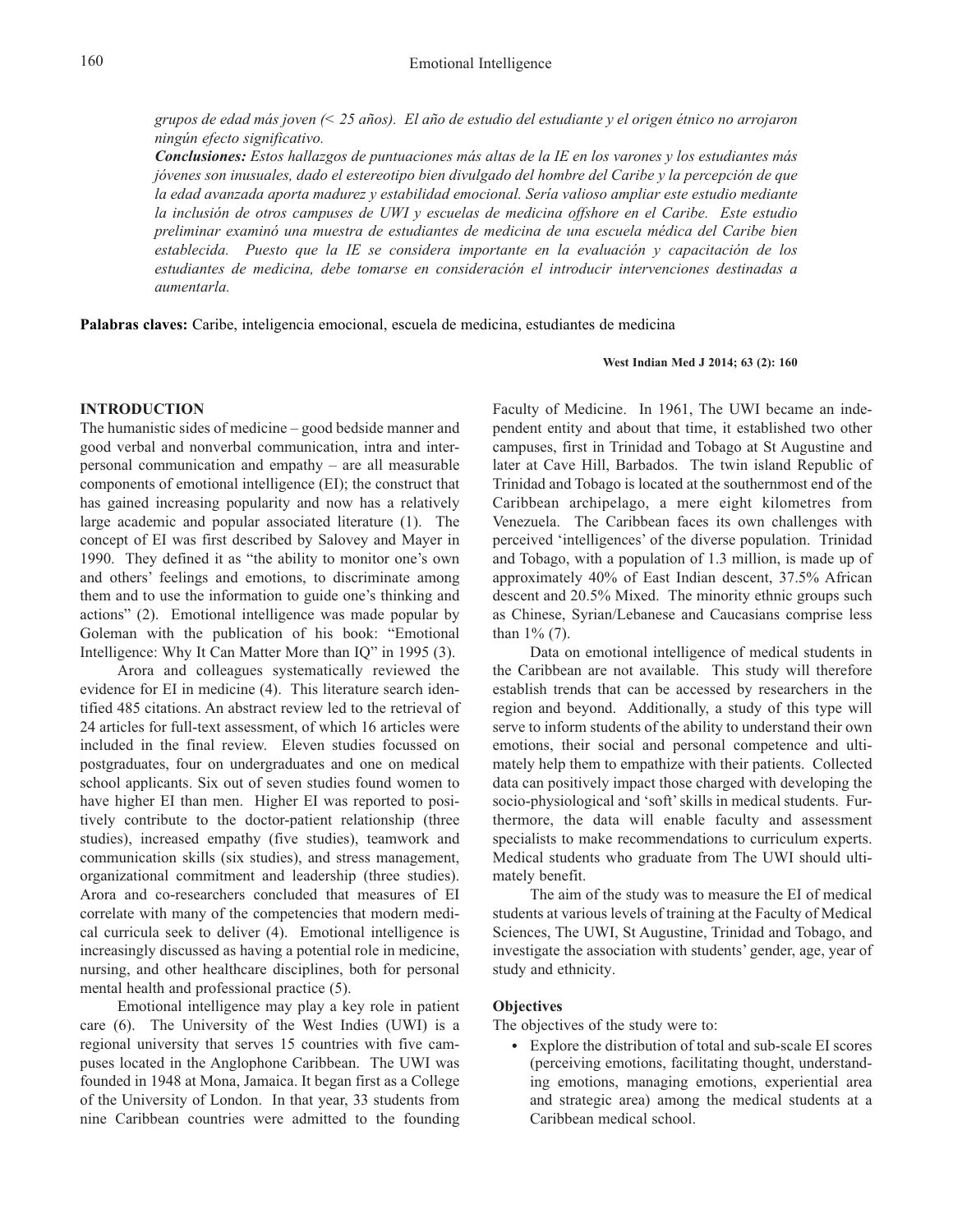*grupos de edad más joven (< 25 años). El año de estudio del estudiante y el origen étnico no arrojaron ningún efecto significativo.*

***Conclusiones:*** *Estos hallazgos de puntuaciones más altas de la IE en los varones y los estudiantes más jóvenes son inusuales, dado el estereotipo bien divulgado del hombre del Caribe y la percepción de que la edad avanzada aporta madurez y estabilidad emocional. Sería valioso ampliar este estudio mediante la inclusión de otros campuses de UWI y escuelas de medicina offshore en el Caribe. Este estudio preliminar examinó una muestra de estudiantes de medicina de una escuela médica del Caribe bien establecida. Puesto que la IE se considera importante en la evaluación y capacitación de los estudiantes de medicina, debe tomarse en consideración el introducir intervenciones destinadas a aumentarla.*

**Palabras claves:** Caribe, inteligencia emocional, escuela de medicina, estudiantes de medicina

## INTRODUCTION

The humanistic sides of medicine – good bedside manner and good verbal and nonverbal communication, intra and interpersonal communication and empathy – are all measurable components of emotional intelligence (EI); the construct that has gained increasing popularity and now has a relatively large academic and popular associated literature (1). The concept of EI was first described by Salovey and Mayer in 1990. They defined it as "the ability to monitor one's own and others' feelings and emotions, to discriminate among them and to use the information to guide one's thinking and actions" (2). Emotional intelligence was made popular by Goleman with the publication of his book: "Emotional Intelligence: Why It Can Matter More than IQ" in 1995 (3).

Arora and colleagues systematically reviewed the evidence for EI in medicine (4). This literature search identified 485 citations. An abstract review led to the retrieval of 24 articles for full-text assessment, of which 16 articles were included in the final review. Eleven studies focussed on postgraduates, four on undergraduates and one on medical school applicants. Six out of seven studies found women to have higher EI than men. Higher EI was reported to positively contribute to the doctor-patient relationship (three studies), increased empathy (five studies), teamwork and communication skills (six studies), and stress management, organizational commitment and leadership (three studies). Arora and co-researchers concluded that measures of EI correlate with many of the competencies that modern medical curricula seek to deliver (4). Emotional intelligence is increasingly discussed as having a potential role in medicine, nursing, and other healthcare disciplines, both for personal mental health and professional practice (5).

Emotional intelligence may play a key role in patient care (6). The University of the West Indies (UWI) is a regional university that serves 15 countries with five campuses located in the Anglophone Caribbean. The UWI was founded in 1948 at Mona, Jamaica. It began first as a College of the University of London. In that year, 33 students from nine Caribbean countries were admitted to the founding Faculty of Medicine. In 1961, The UWI became an independent entity and about that time, it established two other campuses, first in Trinidad and Tobago at St Augustine and later at Cave Hill, Barbados. The twin island Republic of Trinidad and Tobago is located at the southernmost end of the Caribbean archipelago, a mere eight kilometres from Venezuela. The Caribbean faces its own challenges with perceived 'intelligences' of the diverse population. Trinidad and Tobago, with a population of 1.3 million, is made up of approximately 40% of East Indian descent, 37.5% African descent and 20.5% Mixed. The minority ethnic groups such as Chinese, Syrian/Lebanese and Caucasians comprise less than 1% (7).

Data on emotional intelligence of medical students in the Caribbean are not available. This study will therefore establish trends that can be accessed by researchers in the region and beyond. Additionally, a study of this type will serve to inform students of the ability to understand their own emotions, their social and personal competence and ultimately help them to empathize with their patients. Collected data can positively impact those charged with developing the socio-physiological and 'soft' skills in medical students. Furthermore, the data will enable faculty and assessment specialists to make recommendations to curriculum experts. Medical students who graduate from The UWI should ultimately benefit.

The aim of the study was to measure the EI of medical students at various levels of training at the Faculty of Medical Sciences, The UWI, St Augustine, Trinidad and Tobago, and investigate the association with students' gender, age, year of study and ethnicity.

### Objectives

The objectives of the study were to:

- Explore the distribution of total and sub-scale EI scores (perceiving emotions, facilitating thought, understanding emotions, managing emotions, experiential area and strategic area) among the medical students at a Caribbean medical school.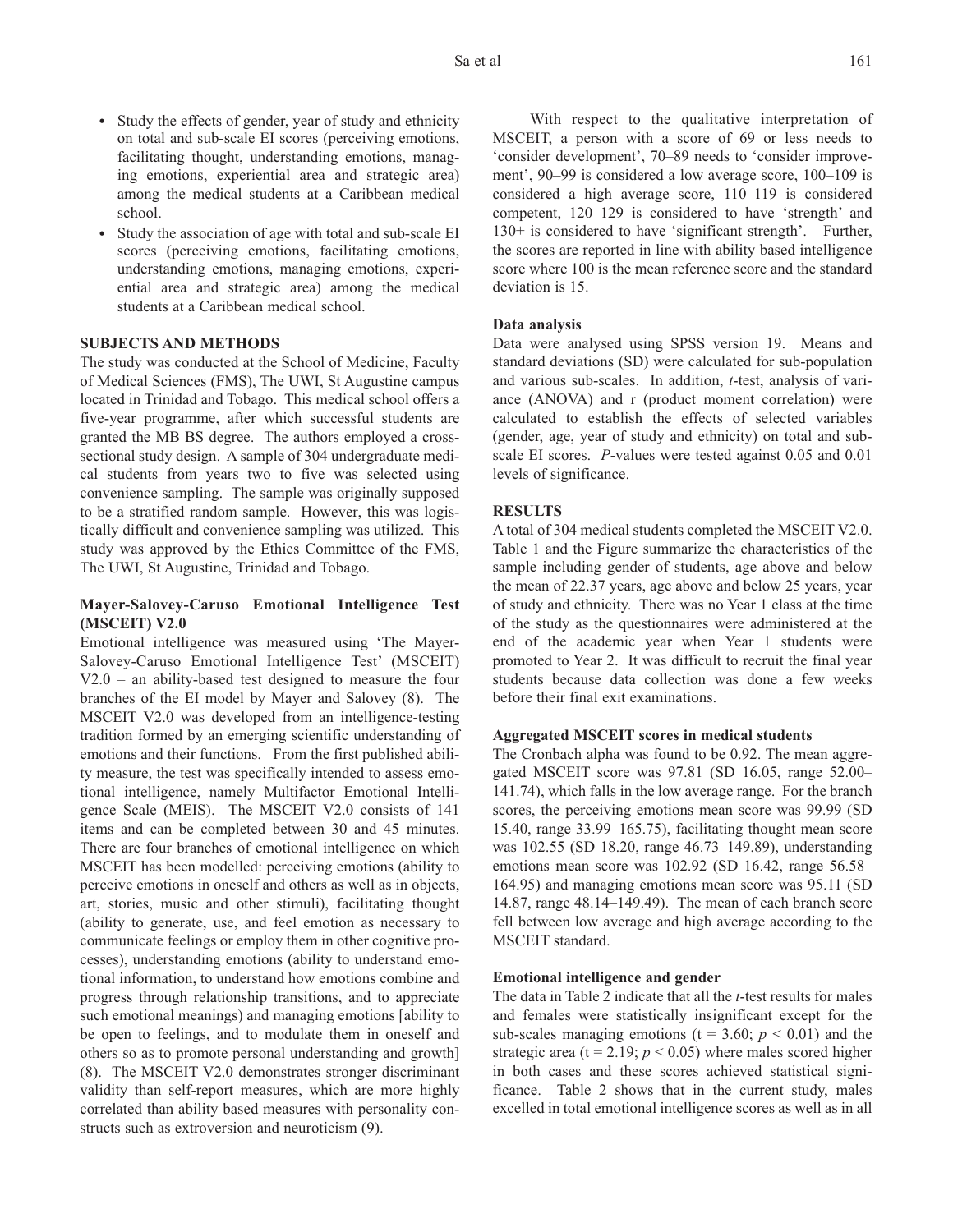- Study the effects of gender, year of study and ethnicity on total and sub-scale EI scores (perceiving emotions, facilitating thought, understanding emotions, managing emotions, experiential area and strategic area) among the medical students at a Caribbean medical school.
- Study the association of age with total and sub-scale EI scores (perceiving emotions, facilitating emotions, understanding emotions, managing emotions, experiential area and strategic area) among the medical students at a Caribbean medical school.

## SUBJECTS AND METHODS

The study was conducted at the School of Medicine, Faculty of Medical Sciences (FMS), The UWI, St Augustine campus located in Trinidad and Tobago. This medical school offers a five-year programme, after which successful students are granted the MB BS degree. The authors employed a cross-sectional study design. A sample of 304 undergraduate medical students from years two to five was selected using convenience sampling. The sample was originally supposed to be a stratified random sample. However, this was logistically difficult and convenience sampling was utilized. This study was approved by the Ethics Committee of the FMS, The UWI, St Augustine, Trinidad and Tobago.

### Mayer-Salovey-Caruso Emotional Intelligence Test (MSCEIT) V2.0

Emotional intelligence was measured using 'The Mayer-Salovey-Caruso Emotional Intelligence Test' (MSCEIT) V2.0 – an ability-based test designed to measure the four branches of the EI model by Mayer and Salovey (8). The MSCEIT V2.0 was developed from an intelligence-testing tradition formed by an emerging scientific understanding of emotions and their functions. From the first published ability measure, the test was specifically intended to assess emotional intelligence, namely Multifactor Emotional Intelligence Scale (MEIS). The MSCEIT V2.0 consists of 141 items and can be completed between 30 and 45 minutes. There are four branches of emotional intelligence on which MSCEIT has been modelled: perceiving emotions (ability to perceive emotions in oneself and others as well as in objects, art, stories, music and other stimuli), facilitating thought (ability to generate, use, and feel emotion as necessary to communicate feelings or employ them in other cognitive processes), understanding emotions (ability to understand emotional information, to understand how emotions combine and progress through relationship transitions, and to appreciate such emotional meanings) and managing emotions [ability to be open to feelings, and to modulate them in oneself and others so as to promote personal understanding and growth] (8). The MSCEIT V2.0 demonstrates stronger discriminant validity than self-report measures, which are more highly correlated than ability based measures with personality constructs such as extroversion and neuroticism (9).

With respect to the qualitative interpretation of MSCEIT, a person with a score of 69 or less needs to 'consider development', 70–89 needs to 'consider improvement', 90–99 is considered a low average score, 100–109 is considered a high average score, 110–119 is considered competent, 120–129 is considered to have 'strength' and 130+ is considered to have 'significant strength'. Further, the scores are reported in line with ability based intelligence score where 100 is the mean reference score and the standard deviation is 15.

### Data analysis

Data were analysed using SPSS version 19. Means and standard deviations (SD) were calculated for sub-population and various sub-scales. In addition, *t*-test, analysis of variance (ANOVA) and r (product moment correlation) were calculated to establish the effects of selected variables (gender, age, year of study and ethnicity) on total and sub-scale EI scores. *P*-values were tested against 0.05 and 0.01 levels of significance.

## RESULTS

A total of 304 medical students completed the MSCEIT V2.0. Table 1 and the Figure summarize the characteristics of the sample including gender of students, age above and below the mean of 22.37 years, age above and below 25 years, year of study and ethnicity. There was no Year 1 class at the time of the study as the questionnaires were administered at the end of the academic year when Year 1 students were promoted to Year 2. It was difficult to recruit the final year students because data collection was done a few weeks before their final exit examinations.

### Aggregated MSCEIT scores in medical students

The Cronbach alpha was found to be 0.92. The mean aggregated MSCEIT score was 97.81 (SD 16.05, range 52.00–141.74), which falls in the low average range. For the branch scores, the perceiving emotions mean score was 99.99 (SD 15.40, range 33.99–165.75), facilitating thought mean score was 102.55 (SD 18.20, range 46.73–149.89), understanding emotions mean score was 102.92 (SD 16.42, range 56.58–164.95) and managing emotions mean score was 95.11 (SD 14.87, range 48.14–149.49). The mean of each branch score fell between low average and high average according to the MSCEIT standard.

### Emotional intelligence and gender

The data in Table 2 indicate that all the *t*-test results for males and females were statistically insignificant except for the sub-scales managing emotions ($t = 3.60$; $p < 0.01$) and the strategic area ($t = 2.19$; $p < 0.05$) where males scored higher in both cases and these scores achieved statistical significance. Table 2 shows that in the current study, males excelled in total emotional intelligence scores as well as in all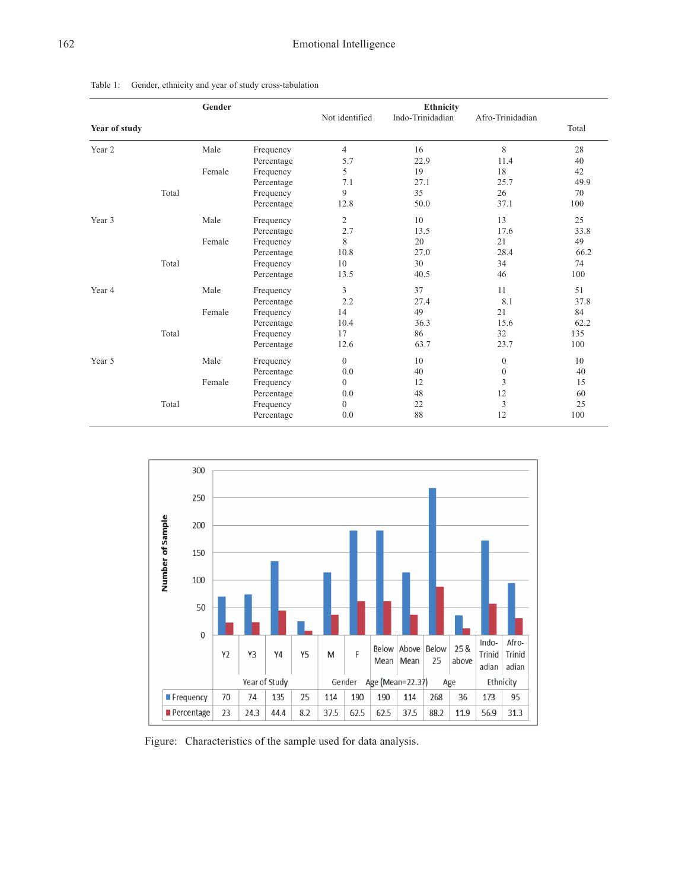Table 1: Gender, ethnicity and year of study cross-tabulation

| Year of study | | Gender | | Ethnicity | | | Total |
|---|---|---|---|---|---|---|---|
| | | | | Not identified | Indo-Trinidadian | Afro-Trinidadian | |
| Year 2 | | Male | Frequency | 4 | 16 | 8 | 28 |
| | | | Percentage | 5.7 | 22.9 | 11.4 | 40 |
| | | Female | Frequency | 5 | 19 | 18 | 42 |
| | | | Percentage | 7.1 | 27.1 | 25.7 | 49.9 |
| | Total | | Frequency | 9 | 35 | 26 | 70 |
| | | | Percentage | 12.8 | 50.0 | 37.1 | 100 |
| Year 3 | | Male | Frequency | 2 | 10 | 13 | 25 |
| | | | Percentage | 2.7 | 13.5 | 17.6 | 33.8 |
| | | Female | Frequency | 8 | 20 | 21 | 49 |
| | | | Percentage | 10.8 | 27.0 | 28.4 | 66.2 |
| | Total | | Frequency | 10 | 30 | 34 | 74 |
| | | | Percentage | 13.5 | 40.5 | 46 | 100 |
| Year 4 | | Male | Frequency | 3 | 37 | 11 | 51 |
| | | | Percentage | 2.2 | 27.4 | 8.1 | 37.8 |
| | | Female | Frequency | 14 | 49 | 21 | 84 |
| | | | Percentage | 10.4 | 36.3 | 15.6 | 62.2 |
| | Total | | Frequency | 17 | 86 | 32 | 135 |
| | | | Percentage | 12.6 | 63.7 | 23.7 | 100 |
| Year 5 | | Male | Frequency | 0 | 10 | 0 | 10 |
| | | | Percentage | 0.0 | 40 | 0 | 40 |
| | | Female | Frequency | 0 | 12 | 3 | 15 |
| | | | Percentage | 0.0 | 48 | 12 | 60 |
| | Total | | Frequency | 0 | 22 | 3 | 25 |
| | | | Percentage | 0.0 | 88 | 12 | 100 |

| | Y2 | Y3 | Y4 | Y5 | M | F | Below Mean | Above Mean | Below 25 | 25 & above | Indo-Trinidadian | Afro-Trinidadian |
|---|---|---|---|---|---|---|---|---|---|---|---|---|
| | Year of Study | | | | Gender | | Age (Mean=22.37) | | Age | | Ethnicity | |
| Frequency | 70 | 74 | 135 | 25 | 114 | 190 | 190 | 114 | 268 | 36 | 173 | 95 |
| Percentage | 23 | 24.3 | 44.4 | 8.2 | 37.5 | 62.5 | 62.5 | 37.5 | 88.2 | 11.9 | 56.9 | 31.3 |

Figure: Characteristics of the sample used for data analysis.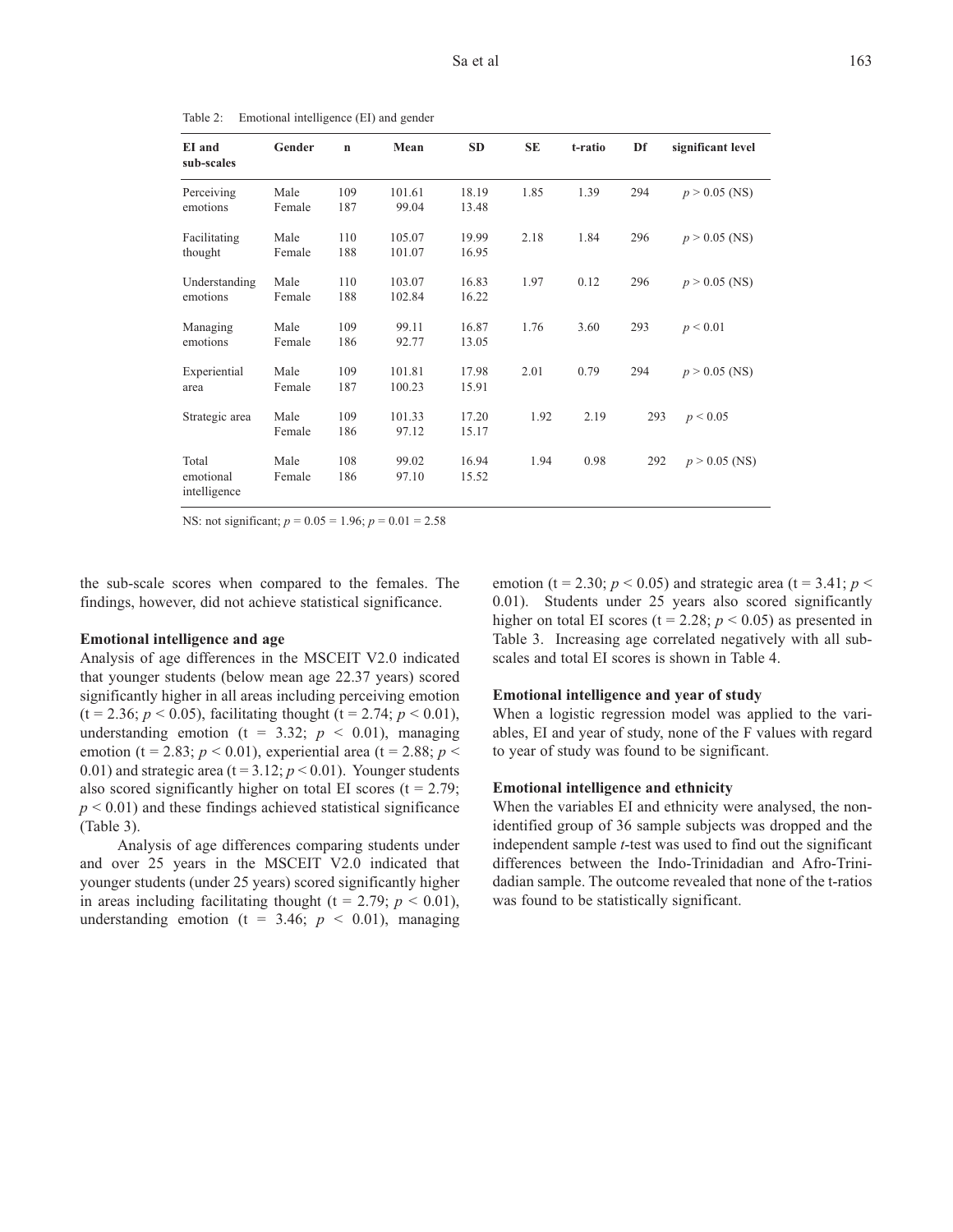Table 2: Emotional intelligence (EI) and gender

| EI and sub-scales | Gender | n | Mean | SD | SE | t-ratio | Df | significant level |
|---|---|---|---|---|---|---|---|---|
| Perceiving emotions | Male<br>Female | 109<br>187 | 101.61<br>99.04 | 18.19<br>13.48 | 1.85 | 1.39 | 294 | $p > 0.05$ (NS) |
| Facilitating thought | Male<br>Female | 110<br>188 | 105.07<br>101.07 | 19.99<br>16.95 | 2.18 | 1.84 | 296 | $p > 0.05$ (NS) |
| Understanding emotions | Male<br>Female | 110<br>188 | 103.07<br>102.84 | 16.83<br>16.22 | 1.97 | 0.12 | 296 | $p > 0.05$ (NS) |
| Managing emotions | Male<br>Female | 109<br>186 | 99.11<br>92.77 | 16.87<br>13.05 | 1.76 | 3.60 | 293 | $p < 0.01$ |
| Experiential area | Male<br>Female | 109<br>187 | 101.81<br>100.23 | 17.98<br>15.91 | 2.01 | 0.79 | 294 | $p > 0.05$ (NS) |
| Strategic area | Male<br>Female | 109<br>186 | 101.33<br>97.12 | 17.20<br>15.17 | 1.92 | 2.19 | 293 | $p < 0.05$ |
| Total emotional intelligence | Male<br>Female | 108<br>186 | 99.02<br>97.10 | 16.94<br>15.52 | 1.94 | 0.98 | 292 | $p > 0.05$ (NS) |

NS: not significant; $p = 0.05 = 1.96$; $p = 0.01 = 2.58$

the sub-scale scores when compared to the females. The findings, however, did not achieve statistical significance.

**Emotional intelligence and age**

Analysis of age differences in the MSCEIT V2.0 indicated that younger students (below mean age 22.37 years) scored significantly higher in all areas including perceiving emotion (t = 2.36; $p < 0.05$), facilitating thought (t = 2.74; $p < 0.01$), understanding emotion (t = 3.32; $p < 0.01$), managing emotion (t = 2.83; $p < 0.01$), experiential area (t = 2.88; $p < 0.01$) and strategic area (t = 3.12; $p < 0.01$). Younger students also scored significantly higher on total EI scores (t = 2.79; $p < 0.01$) and these findings achieved statistical significance (Table 3).

Analysis of age differences comparing students under and over 25 years in the MSCEIT V2.0 indicated that younger students (under 25 years) scored significantly higher in areas including facilitating thought (t = 2.79; $p < 0.01$), understanding emotion (t = 3.46; $p < 0.01$), managing emotion (t = 2.30; $p < 0.05$) and strategic area (t = 3.41; $p < 0.01$). Students under 25 years also scored significantly higher on total EI scores (t = 2.28; $p < 0.05$) as presented in Table 3. Increasing age correlated negatively with all sub-scales and total EI scores is shown in Table 4.

**Emotional intelligence and year of study**

When a logistic regression model was applied to the variables, EI and year of study, none of the F values with regard to year of study was found to be significant.

**Emotional intelligence and ethnicity**

When the variables EI and ethnicity were analysed, the non-identified group of 36 sample subjects was dropped and the independent sample *t*-test was used to find out the significant differences between the Indo-Trinidadian and Afro-Trinidadian sample. The outcome revealed that none of the t-ratios was found to be statistically significant.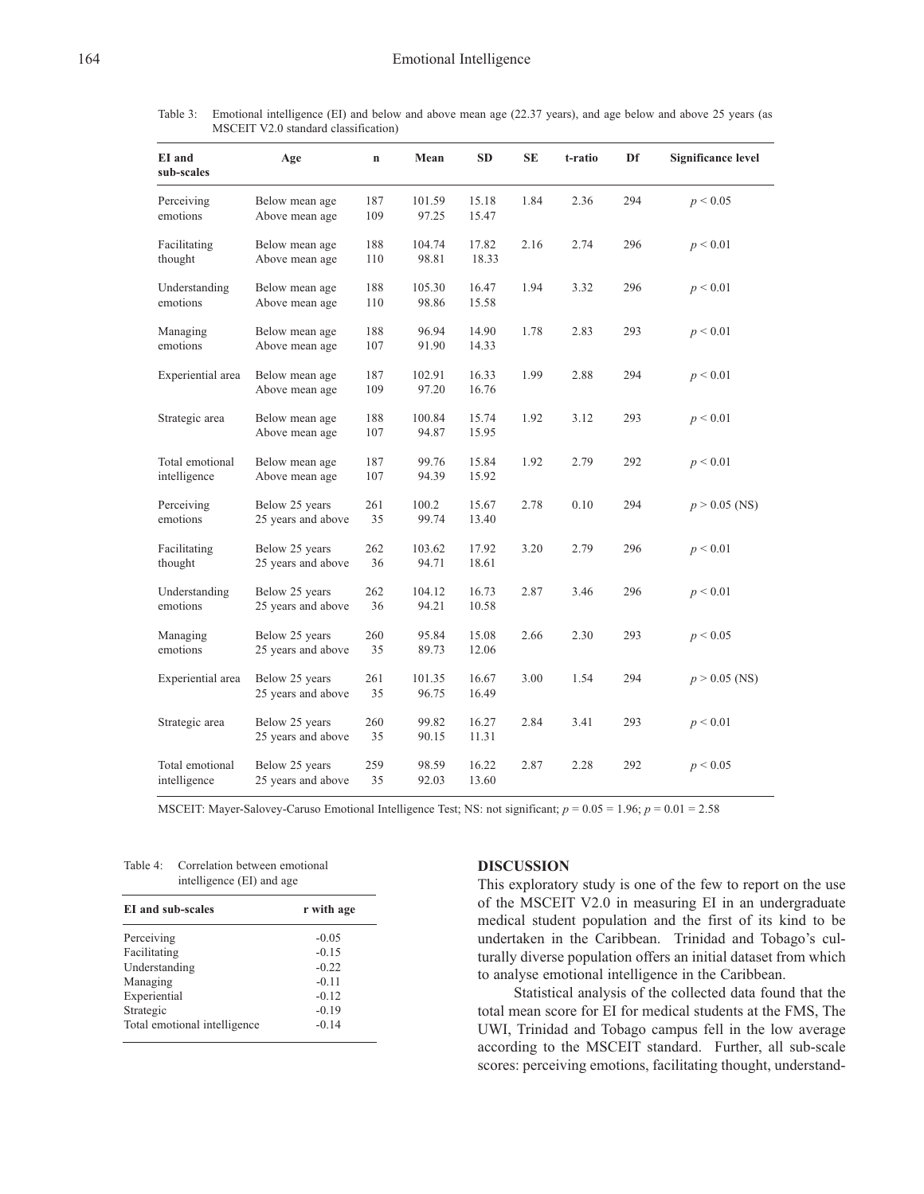Table 3: Emotional intelligence (EI) and below and above mean age (22.37 years), and age below and above 25 years (as MSCEIT V2.0 standard classification)

| EI and sub-scales | Age | n | Mean | SD | SE | t-ratio | Df | Significance level |
|---|---|---|---|---|---|---|---|---|
| Perceiving emotions | Below mean age | 187 | 101.59 | 15.18 | 1.84 | 2.36 | 294 | $p < 0.05$ |
| | Above mean age | 109 | 97.25 | 15.47 | | | | |
| Facilitating thought | Below mean age | 188 | 104.74 | 17.82 | 2.16 | 2.74 | 296 | $p < 0.01$ |
| | Above mean age | 110 | 98.81 | 18.33 | | | | |
| Understanding emotions | Below mean age | 188 | 105.30 | 16.47 | 1.94 | 3.32 | 296 | $p < 0.01$ |
| | Above mean age | 110 | 98.86 | 15.58 | | | | |
| Managing emotions | Below mean age | 188 | 96.94 | 14.90 | 1.78 | 2.83 | 293 | $p < 0.01$ |
| | Above mean age | 107 | 91.90 | 14.33 | | | | |
| Experiential area | Below mean age | 187 | 102.91 | 16.33 | 1.99 | 2.88 | 294 | $p < 0.01$ |
| | Above mean age | 109 | 97.20 | 16.76 | | | | |
| Strategic area | Below mean age | 188 | 100.84 | 15.74 | 1.92 | 3.12 | 293 | $p < 0.01$ |
| | Above mean age | 107 | 94.87 | 15.95 | | | | |
| Total emotional intelligence | Below mean age | 187 | 99.76 | 15.84 | 1.92 | 2.79 | 292 | $p < 0.01$ |
| | Above mean age | 107 | 94.39 | 15.92 | | | | |
| Perceiving emotions | Below 25 years | 261 | 100.2 | 15.67 | 2.78 | 0.10 | 294 | $p > 0.05$ (NS) |
| | 25 years and above | 35 | 99.74 | 13.40 | | | | |
| Facilitating thought | Below 25 years | 262 | 103.62 | 17.92 | 3.20 | 2.79 | 296 | $p < 0.01$ |
| | 25 years and above | 36 | 94.71 | 18.61 | | | | |
| Understanding emotions | Below 25 years | 262 | 104.12 | 16.73 | 2.87 | 3.46 | 296 | $p < 0.01$ |
| | 25 years and above | 36 | 94.21 | 10.58 | | | | |
| Managing emotions | Below 25 years | 260 | 95.84 | 15.08 | 2.66 | 2.30 | 293 | $p < 0.05$ |
| | 25 years and above | 35 | 89.73 | 12.06 | | | | |
| Experiential area | Below 25 years | 261 | 101.35 | 16.67 | 3.00 | 1.54 | 294 | $p > 0.05$ (NS) |
| | 25 years and above | 35 | 96.75 | 16.49 | | | | |
| Strategic area | Below 25 years | 260 | 99.82 | 16.27 | 2.84 | 3.41 | 293 | $p < 0.01$ |
| | 25 years and above | 35 | 90.15 | 11.31 | | | | |
| Total emotional intelligence | Below 25 years | 259 | 98.59 | 16.22 | 2.87 | 2.28 | 292 | $p < 0.05$ |
| | 25 years and above | 35 | 92.03 | 13.60 | | | | |

MSCEIT: Mayer-Salovey-Caruso Emotional Intelligence Test; NS: not significant; $p = 0.05 = 1.96$; $p = 0.01 = 2.58$

Table 4: Correlation between emotional intelligence (EI) and age

| EI and sub-scales | r with age |
|---|---|
| Perceiving | -0.05 |
| Facilitating | -0.15 |
| Understanding | -0.22 |
| Managing | -0.11 |
| Experiential | -0.12 |
| Strategic | -0.19 |
| Total emotional intelligence | -0.14 |

## DISCUSSION

This exploratory study is one of the few to report on the use of the MSCEIT V2.0 in measuring EI in an undergraduate medical student population and the first of its kind to be undertaken in the Caribbean. Trinidad and Tobago's culturally diverse population offers an initial dataset from which to analyse emotional intelligence in the Caribbean.

Statistical analysis of the collected data found that the total mean score for EI for medical students at the FMS, The UWI, Trinidad and Tobago campus fell in the low average according to the MSCEIT standard. Further, all sub-scale scores: perceiving emotions, facilitating thought, understand-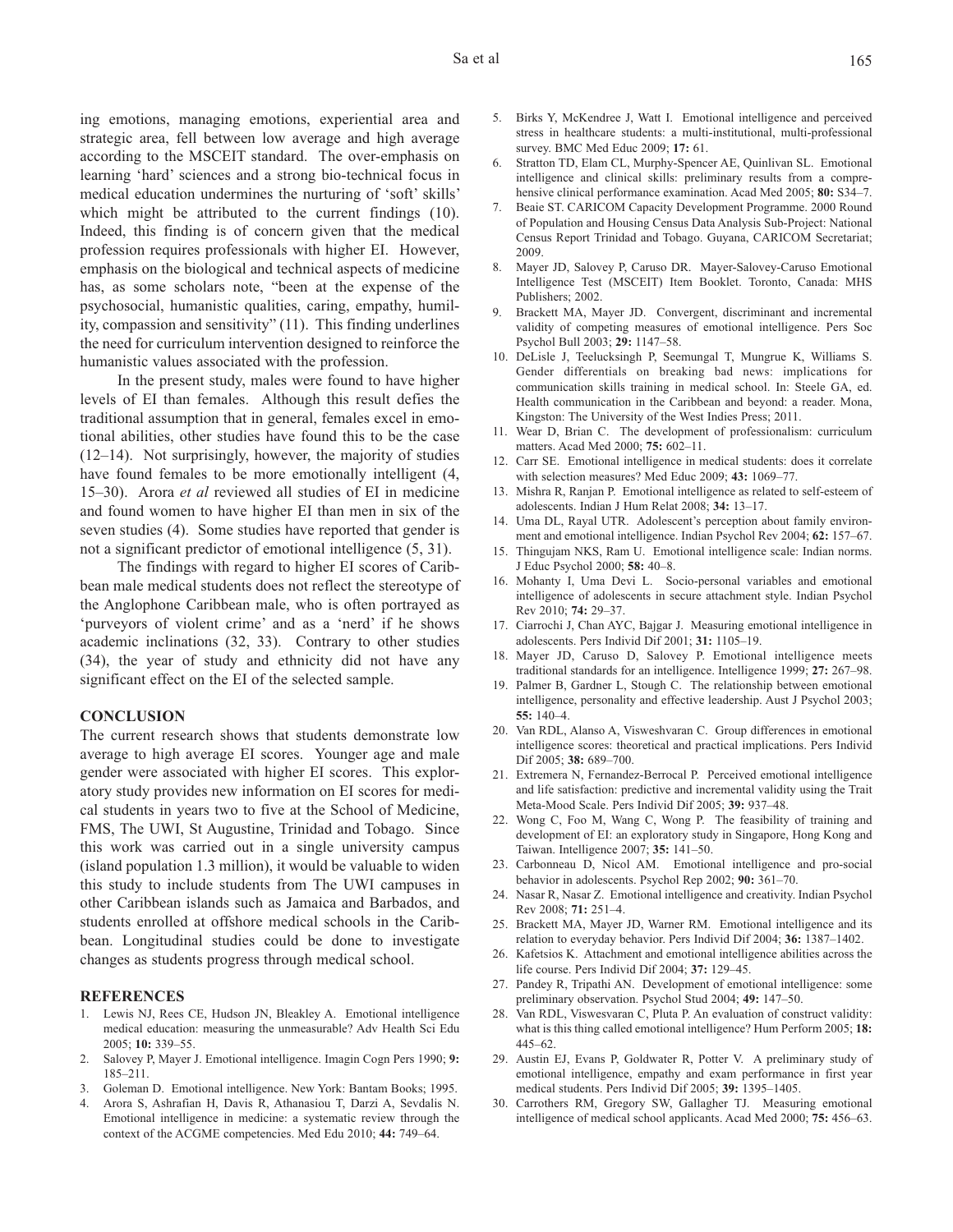ing emotions, managing emotions, experiential area and strategic area, fell between low average and high average according to the MSCEIT standard. The over-emphasis on learning 'hard' sciences and a strong bio-technical focus in medical education undermines the nurturing of 'soft' skills' which might be attributed to the current findings (10). Indeed, this finding is of concern given that the medical profession requires professionals with higher EI. However, emphasis on the biological and technical aspects of medicine has, as some scholars note, "been at the expense of the psychosocial, humanistic qualities, caring, empathy, humility, compassion and sensitivity" (11). This finding underlines the need for curriculum intervention designed to reinforce the humanistic values associated with the profession.

In the present study, males were found to have higher levels of EI than females. Although this result defies the traditional assumption that in general, females excel in emotional abilities, other studies have found this to be the case (12–14). Not surprisingly, however, the majority of studies have found females to be more emotionally intelligent (4, 15–30). Arora *et al* reviewed all studies of EI in medicine and found women to have higher EI than men in six of the seven studies (4). Some studies have reported that gender is not a significant predictor of emotional intelligence (5, 31).

The findings with regard to higher EI scores of Caribbean male medical students does not reflect the stereotype of the Anglophone Caribbean male, who is often portrayed as 'purveyors of violent crime' and as a 'nerd' if he shows academic inclinations (32, 33). Contrary to other studies (34), the year of study and ethnicity did not have any significant effect on the EI of the selected sample.

## CONCLUSION

The current research shows that students demonstrate low average to high average EI scores. Younger age and male gender were associated with higher EI scores. This exploratory study provides new information on EI scores for medical students in years two to five at the School of Medicine, FMS, The UWI, St Augustine, Trinidad and Tobago. Since this work was carried out in a single university campus (island population 1.3 million), it would be valuable to widen this study to include students from The UWI campuses in other Caribbean islands such as Jamaica and Barbados, and students enrolled at offshore medical schools in the Caribbean. Longitudinal studies could be done to investigate changes as students progress through medical school.

## REFERENCES

1. Lewis NJ, Rees CE, Hudson JN, Bleakley A. Emotional intelligence medical education: measuring the unmeasurable? Adv Health Sci Edu 2005; **10:** 339–55.
2. Salovey P, Mayer J. Emotional intelligence. Imagin Cogn Pers 1990; **9:** 185–211.
3. Goleman D. Emotional intelligence. New York: Bantam Books; 1995.
4. Arora S, Ashrafian H, Davis R, Athanasiou T, Darzi A, Sevdalis N. Emotional intelligence in medicine: a systematic review through the context of the ACGME competencies. Med Edu 2010; **44:** 749–64.
5. Birks Y, McKendree J, Watt I. Emotional intelligence and perceived stress in healthcare students: a multi-institutional, multi-professional survey. BMC Med Educ 2009; **17:** 61.
6. Stratton TD, Elam CL, Murphy-Spencer AE, Quinlivan SL. Emotional intelligence and clinical skills: preliminary results from a comprehensive clinical performance examination. Acad Med 2005; **80:** S34–7.
7. Beaie ST. CARICOM Capacity Development Programme. 2000 Round of Population and Housing Census Data Analysis Sub-Project: National Census Report Trinidad and Tobago. Guyana, CARICOM Secretariat; 2009.
8. Mayer JD, Salovey P, Caruso DR. Mayer-Salovey-Caruso Emotional Intelligence Test (MSCEIT) Item Booklet. Toronto, Canada: MHS Publishers; 2002.
9. Brackett MA, Mayer JD. Convergent, discriminant and incremental validity of competing measures of emotional intelligence. Pers Soc Psychol Bull 2003; **29:** 1147–58.
10. DeLisle J, Teelucksingh P, Seemungal T, Mungrue K, Williams S. Gender differentials on breaking bad news: implications for communication skills training in medical school. In: Steele GA, ed. Health communication in the Caribbean and beyond: a reader. Mona, Kingston: The University of the West Indies Press; 2011.
11. Wear D, Brian C. The development of professionalism: curriculum matters. Acad Med 2000; **75:** 602–11.
12. Carr SE. Emotional intelligence in medical students: does it correlate with selection measures? Med Educ 2009; **43:** 1069–77.
13. Mishra R, Ranjan P. Emotional intelligence as related to self-esteem of adolescents. Indian J Hum Relat 2008; **34:** 13–17.
14. Uma DL, Rayal UTR. Adolescent's perception about family environment and emotional intelligence. Indian Psychol Rev 2004; **62:** 157–67.
15. Thingujam NKS, Ram U. Emotional intelligence scale: Indian norms. J Educ Psychol 2000; **58:** 40–8.
16. Mohanty I, Uma Devi L. Socio-personal variables and emotional intelligence of adolescents in secure attachment style. Indian Psychol Rev 2010; **74:** 29–37.
17. Ciarrochi J, Chan AYC, Bajgar J. Measuring emotional intelligence in adolescents. Pers Individ Dif 2001; **31:** 1105–19.
18. Mayer JD, Caruso D, Salovey P. Emotional intelligence meets traditional standards for an intelligence. Intelligence 1999; **27:** 267–98.
19. Palmer B, Gardner L, Stough C. The relationship between emotional intelligence, personality and effective leadership. Aust J Psychol 2003; **55:** 140–4.
20. Van RDL, Alanso A, Visweshvaran C. Group differences in emotional intelligence scores: theoretical and practical implications. Pers Individ Dif 2005; **38:** 689–700.
21. Extremera N, Fernandez-Berrocal P. Perceived emotional intelligence and life satisfaction: predictive and incremental validity using the Trait Meta-Mood Scale. Pers Individ Dif 2005; **39:** 937–48.
22. Wong C, Foo M, Wang C, Wong P. The feasibility of training and development of EI: an exploratory study in Singapore, Hong Kong and Taiwan. Intelligence 2007; **35:** 141–50.
23. Carbonneau D, Nicol AM. Emotional intelligence and pro-social behavior in adolescents. Psychol Rep 2002; **90:** 361–70.
24. Nasar R, Nasar Z. Emotional intelligence and creativity. Indian Psychol Rev 2008; **71:** 251–4.
25. Brackett MA, Mayer JD, Warner RM. Emotional intelligence and its relation to everyday behavior. Pers Individ Dif 2004; **36:** 1387–1402.
26. Kafetsios K. Attachment and emotional intelligence abilities across the life course. Pers Individ Dif 2004; **37:** 129–45.
27. Pandey R, Tripathi AN. Development of emotional intelligence: some preliminary observation. Psychol Stud 2004; **49:** 147–50.
28. Van RDL, Viswesvaran C, Pluta P. An evaluation of construct validity: what is this thing called emotional intelligence? Hum Perform 2005; **18:** 445–62.
29. Austin EJ, Evans P, Goldwater R, Potter V. A preliminary study of emotional intelligence, empathy and exam performance in first year medical students. Pers Individ Dif 2005; **39:** 1395–1405.
30. Carrothers RM, Gregory SW, Gallagher TJ. Measuring emotional intelligence of medical school applicants. Acad Med 2000; **75:** 456–63.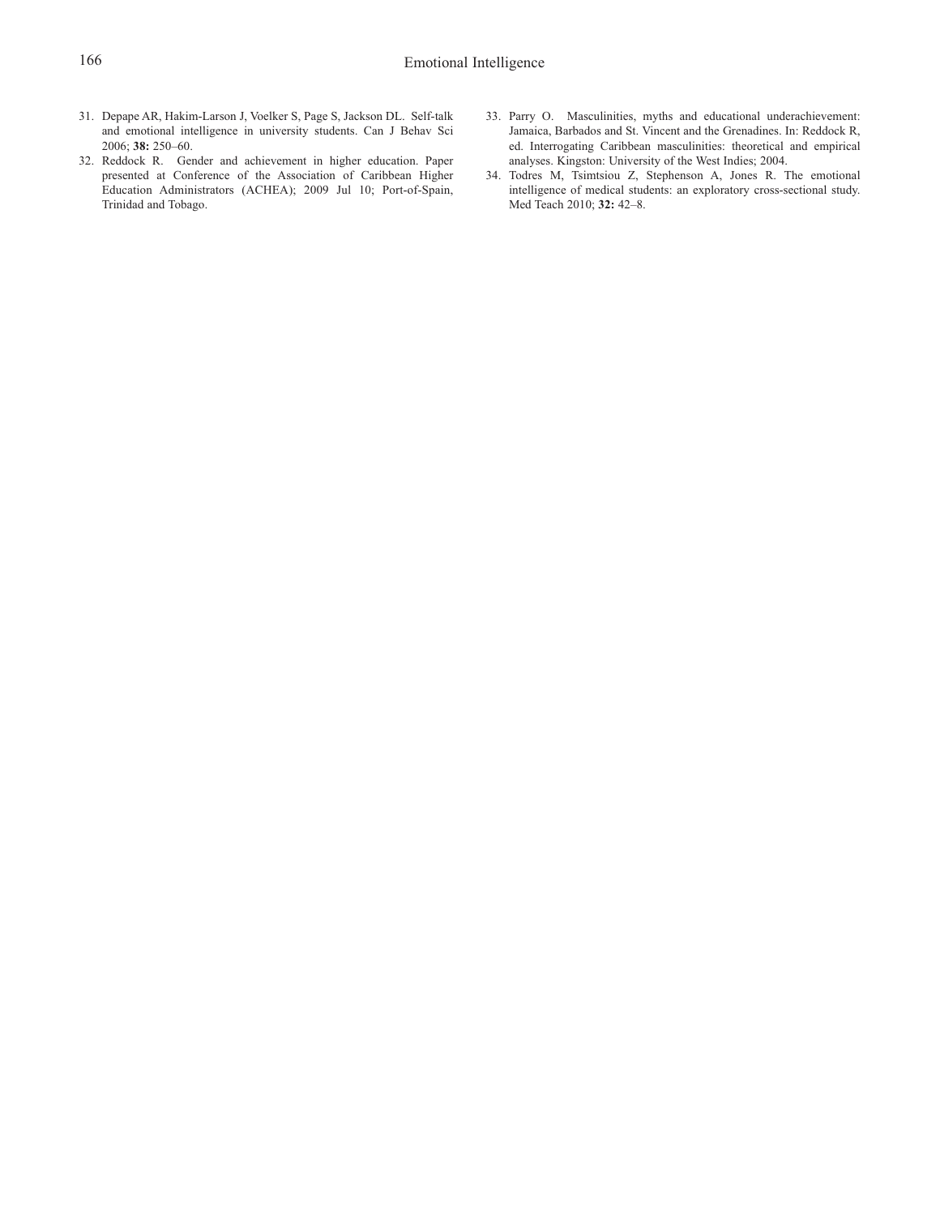31. Depape AR, Hakim-Larson J, Voelker S, Page S, Jackson DL. Self-talk and emotional intelligence in university students. Can J Behav Sci 2006; **38:** 250–60.
32. Reddock R. Gender and achievement in higher education. Paper presented at Conference of the Association of Caribbean Higher Education Administrators (ACHEA); 2009 Jul 10; Port-of-Spain, Trinidad and Tobago.
33. Parry O. Masculinities, myths and educational underachievement: Jamaica, Barbados and St. Vincent and the Grenadines. In: Reddock R, ed. Interrogating Caribbean masculinities: theoretical and empirical analyses. Kingston: University of the West Indies; 2004.
34. Todres M, Tsimtsiou Z, Stephenson A, Jones R. The emotional intelligence of medical students: an exploratory cross-sectional study. Med Teach 2010; **32:** 42–8.